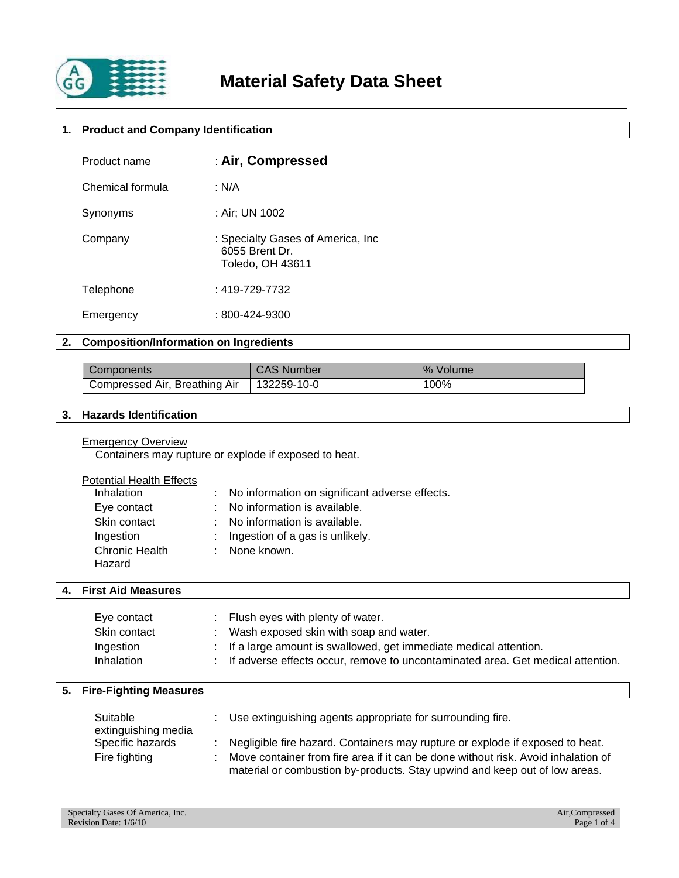# Material Safety Data Sheet

## 1. Product and Company Identification

| | |
|---|---|
| Product name | : **Air, Compressed** |
| Chemical formula | : N/A |
| Synonyms | : Air; UN 1002 |
| Company | : Specialty Gases of America, Inc<br>6055 Brent Dr.<br>Toledo, OH 43611 |
| Telephone | : 419-729-7732 |
| Emergency | : 800-424-9300 |

## 2. Composition/Information on Ingredients

| Components | CAS Number | % Volume |
|---|---|---|
| Compressed Air, Breathing Air | 132259-10-0 | 100% |

## 3. Hazards Identification

Emergency Overview

Containers may rupture or explode if exposed to heat.

Potential Health Effects

| | |
|---|---|
| Inhalation | : No information on significant adverse effects. |
| Eye contact | : No information is available. |
| Skin contact | : No information is available. |
| Ingestion | : Ingestion of a gas is unlikely. |
| Chronic Health Hazard | : None known. |

## 4. First Aid Measures

| | |
|---|---|
| Eye contact | : Flush eyes with plenty of water. |
| Skin contact | : Wash exposed skin with soap and water. |
| Ingestion | : If a large amount is swallowed, get immediate medical attention. |
| Inhalation | : If adverse effects occur, remove to uncontaminated area. Get medical attention. |

## 5. Fire-Fighting Measures

| | |
|---|---|
| Suitable extinguishing media | : Use extinguishing agents appropriate for surrounding fire. |
| Specific hazards | : Negligible fire hazard. Containers may rupture or explode if exposed to heat. |
| Fire fighting | : Move container from fire area if it can be done without risk. Avoid inhalation of material or combustion by-products. Stay upwind and keep out of low areas. |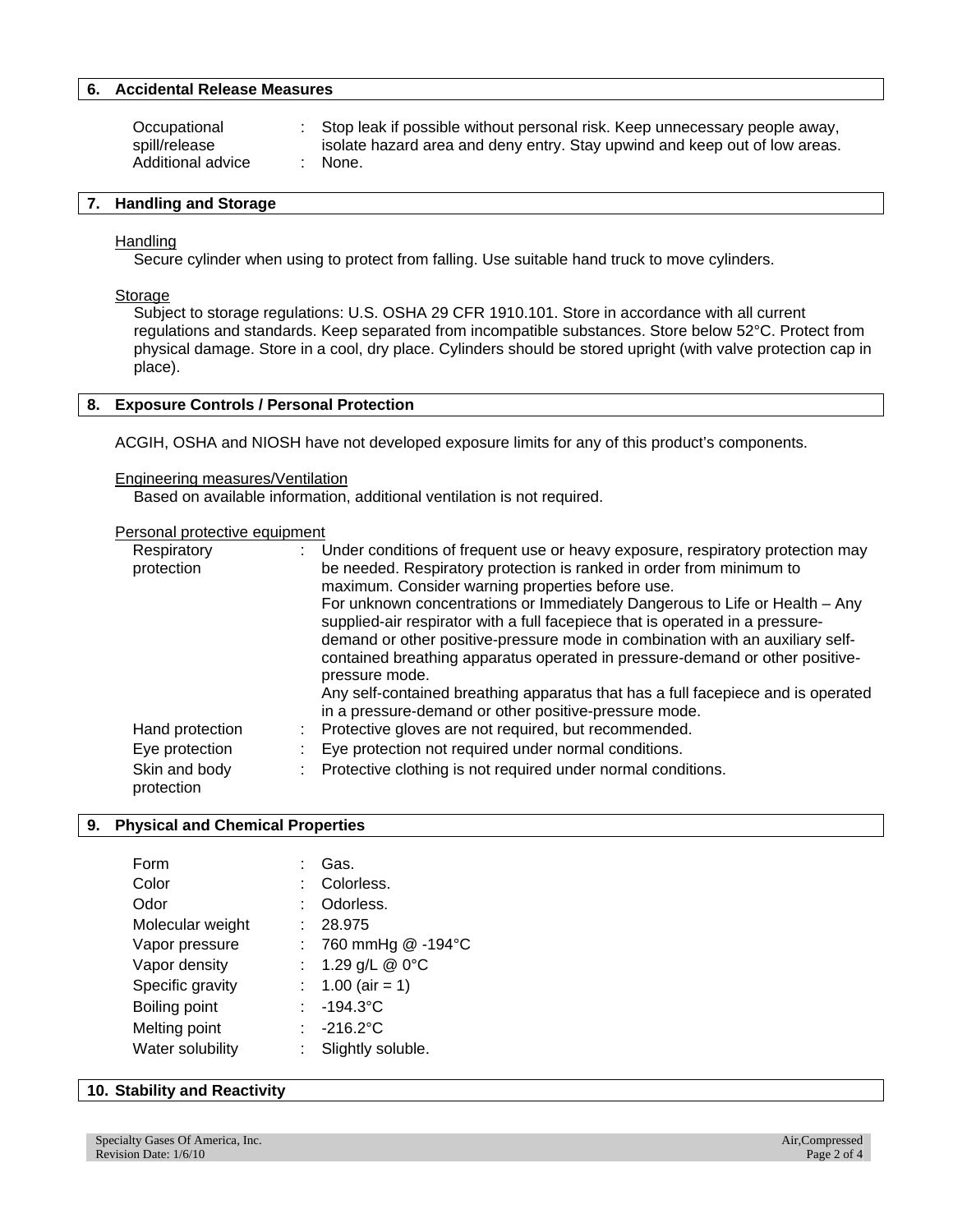## 6. Accidental Release Measures

| | | |
|---|---|---|
| Occupational spill/release | : | Stop leak if possible without personal risk. Keep unnecessary people away, isolate hazard area and deny entry. Stay upwind and keep out of low areas. |
| Additional advice | : | None. |

## 7. Handling and Storage

Handling

Secure cylinder when using to protect from falling. Use suitable hand truck to move cylinders.

Storage

Subject to storage regulations: U.S. OSHA 29 CFR 1910.101. Store in accordance with all current regulations and standards. Keep separated from incompatible substances. Store below 52°C. Protect from physical damage. Store in a cool, dry place. Cylinders should be stored upright (with valve protection cap in place).

## 8. Exposure Controls / Personal Protection

ACGIH, OSHA and NIOSH have not developed exposure limits for any of this product's components.

Engineering measures/Ventilation

Based on available information, additional ventilation is not required.

Personal protective equipment

| | | |
|---|---|---|
| Respiratory protection | : | Under conditions of frequent use or heavy exposure, respiratory protection may be needed. Respiratory protection is ranked in order from minimum to maximum. Consider warning properties before use.<br>For unknown concentrations or Immediately Dangerous to Life or Health – Any supplied-air respirator with a full facepiece that is operated in a pressure-demand or other positive-pressure mode in combination with an auxiliary self-contained breathing apparatus operated in pressure-demand or other positive-pressure mode.<br>Any self-contained breathing apparatus that has a full facepiece and is operated in a pressure-demand or other positive-pressure mode. |
| Hand protection | : | Protective gloves are not required, but recommended. |
| Eye protection | : | Eye protection not required under normal conditions. |
| Skin and body protection | : | Protective clothing is not required under normal conditions. |

## 9. Physical and Chemical Properties

| | | |
|---|---|---|
| Form | : | Gas. |
| Color | : | Colorless. |
| Odor | : | Odorless. |
| Molecular weight | : | 28.975 |
| Vapor pressure | : | 760 mmHg @ -194°C |
| Vapor density | : | 1.29 g/L @ 0°C |
| Specific gravity | : | 1.00 (air = 1) |
| Boiling point | : | -194.3°C |
| Melting point | : | -216.2°C |
| Water solubility | : | Slightly soluble. |

## 10. Stability and Reactivity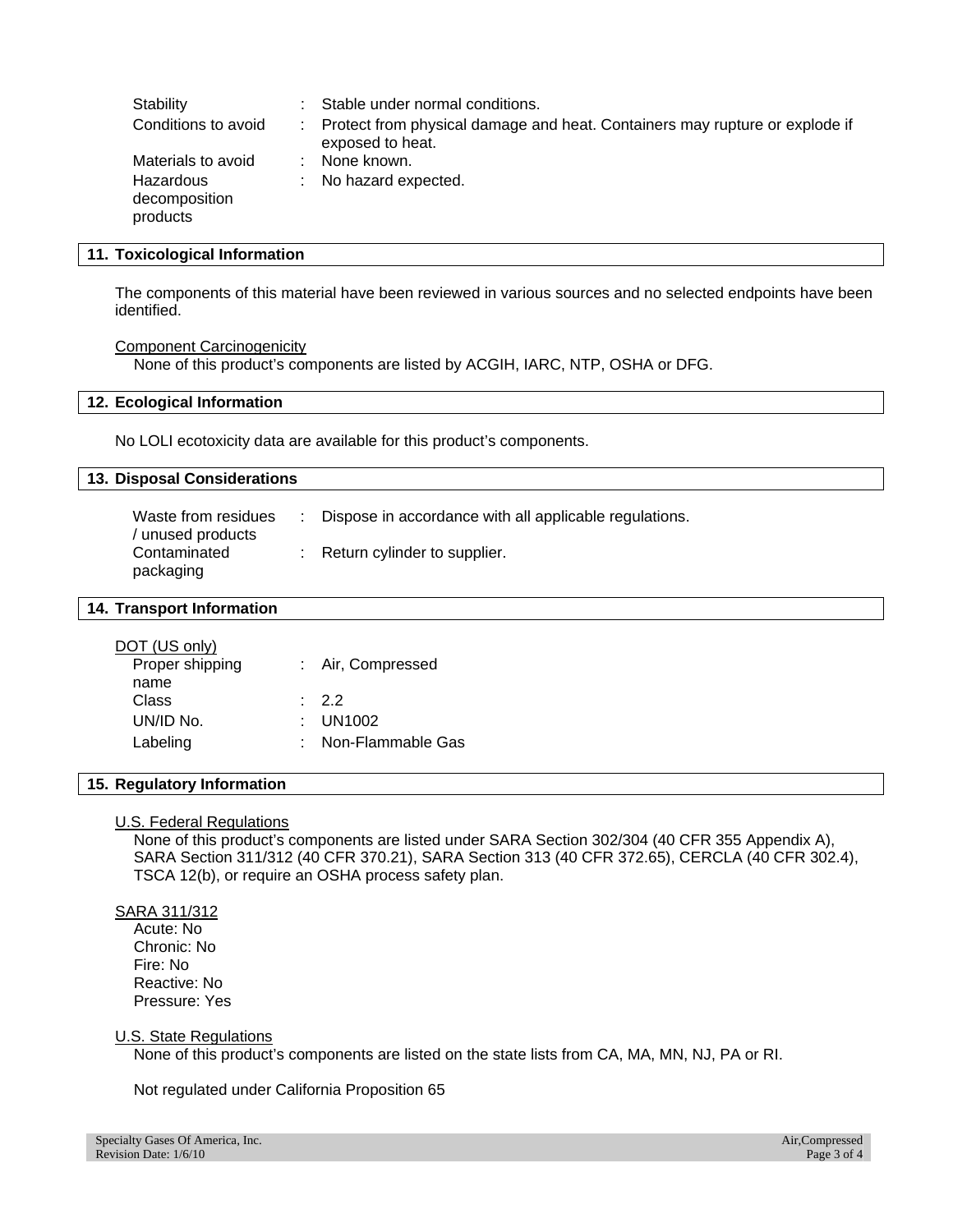| | | |
|---|---|---|
| Stability | : | Stable under normal conditions. |
| Conditions to avoid | : | Protect from physical damage and heat. Containers may rupture or explode if exposed to heat. |
| Materials to avoid | : | None known. |
| Hazardous decomposition products | : | No hazard expected. |

## 11. Toxicological Information

The components of this material have been reviewed in various sources and no selected endpoints have been identified.

Component Carcinogenicity

None of this product's components are listed by ACGIH, IARC, NTP, OSHA or DFG.

## 12. Ecological Information

No LOLI ecotoxicity data are available for this product's components.

## 13. Disposal Considerations

| | | |
|---|---|---|
| Waste from residues / unused products | : | Dispose in accordance with all applicable regulations. |
| Contaminated packaging | : | Return cylinder to supplier. |

## 14. Transport Information

DOT (US only)

| | | |
|---|---|---|
| Proper shipping name | : | Air, Compressed |
| Class | : | 2.2 |
| UN/ID No. | : | UN1002 |
| Labeling | : | Non-Flammable Gas |

## 15. Regulatory Information

U.S. Federal Regulations

None of this product's components are listed under SARA Section 302/304 (40 CFR 355 Appendix A), SARA Section 311/312 (40 CFR 370.21), SARA Section 313 (40 CFR 372.65), CERCLA (40 CFR 302.4), TSCA 12(b), or require an OSHA process safety plan.

SARA 311/312

Acute: No
Chronic: No
Fire: No
Reactive: No
Pressure: Yes

U.S. State Regulations

None of this product's components are listed on the state lists from CA, MA, MN, NJ, PA or RI.

Not regulated under California Proposition 65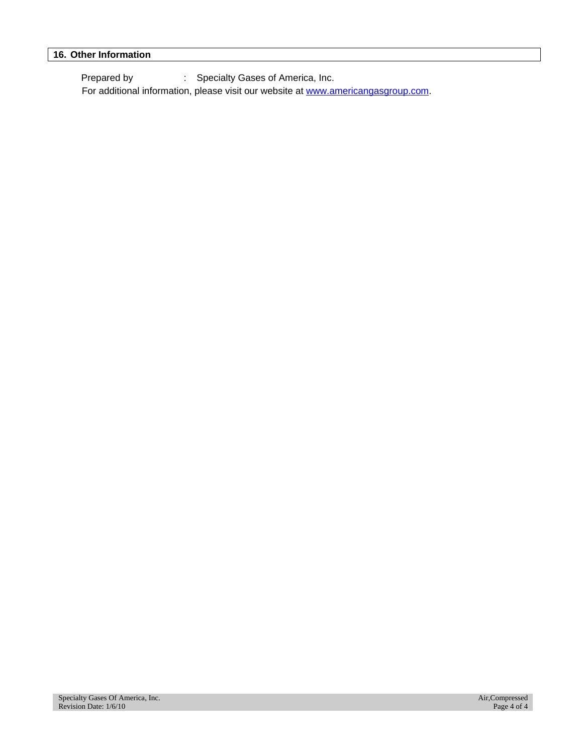## 16. Other Information

Prepared by : Specialty Gases of America, Inc.

For additional information, please visit our website at www.americangasgroup.com.